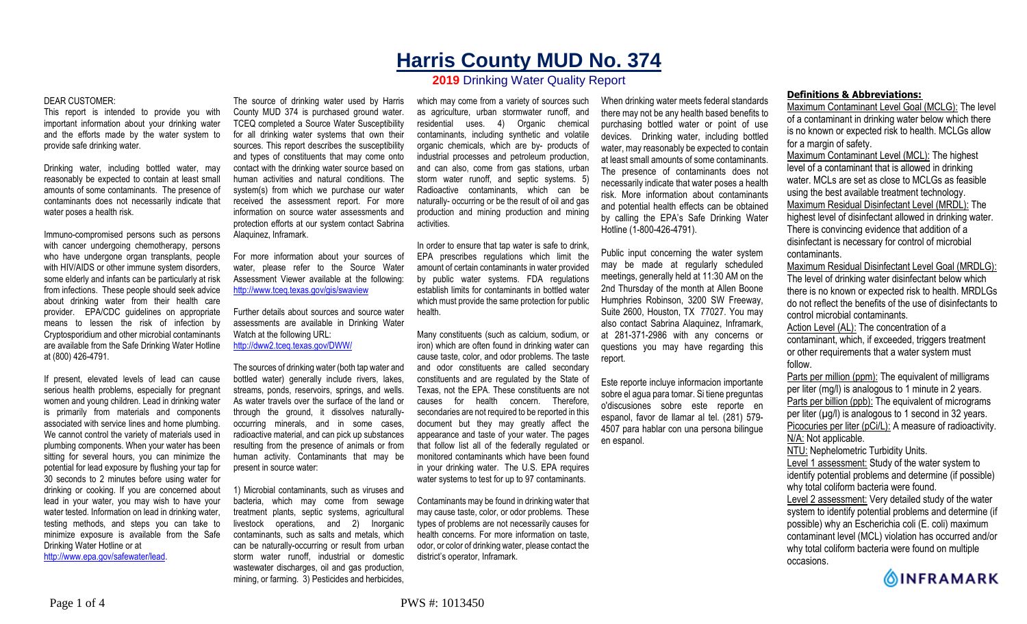# Harris County MUD No. 374

## 2019 Drinking Water Quality Report

DEAR CUSTOMER:

This report is intended to provide you with important information about your drinking water and the efforts made by the water system to provide safe drinking water.

Drinking water, including bottled water, may reasonably be expected to contain at least small amounts of some contaminants. The presence of contaminants does not necessarily indicate that water poses a health risk.

Immuno-compromised persons such as persons with cancer undergoing chemotherapy, persons who have undergone organ transplants, people with HIV/AIDS or other immune system disorders, some elderly and infants can be particularly at risk from infections. These people should seek advice about drinking water from their health care provider. EPA/CDC guidelines on appropriate means to lessen the risk of infection by Cryptosporidium and other microbial contaminants are available from the Safe Drinking Water Hotline at (800) 426-4791.

If present, elevated levels of lead can cause serious health problems, especially for pregnant women and young children. Lead in drinking water is primarily from materials and components associated with service lines and home plumbing. We cannot control the variety of materials used in plumbing components. When your water has been sitting for several hours, you can minimize the potential for lead exposure by flushing your tap for 30 seconds to 2 minutes before using water for drinking or cooking. If you are concerned about lead in your water, you may wish to have your water tested. Information on lead in drinking water, testing methods, and steps you can take to minimize exposure is available from the Safe Drinking Water Hotline or at http://www.epa.gov/safewater/lead.

The source of drinking water used by Harris County MUD 374 is purchased ground water. TCEQ completed a Source Water Susceptibility for all drinking water systems that own their sources. This report describes the susceptibility and types of constituents that may come onto contact with the drinking water source based on human activities and natural conditions. The system(s) from which we purchase our water received the assessment report. For more information on source water assessments and protection efforts at our system contact Sabrina Alaquinez, Inframark.

For more information about your sources of water, please refer to the Source Water Assessment Viewer available at the following: http://www.tceq.texas.gov/gis/swaview

Further details about sources and source water assessments are available in Drinking Water Watch at the following URL: http://dww2.tceq.texas.gov/DWW/

The sources of drinking water (both tap water and bottled water) generally include rivers, lakes, streams, ponds, reservoirs, springs, and wells. As water travels over the surface of the land or through the ground, it dissolves naturally-occurring minerals, and in some cases, radioactive material, and can pick up substances resulting from the presence of animals or from human activity. Contaminants that may be present in source water:

1) Microbial contaminants, such as viruses and bacteria, which may come from sewage treatment plants, septic systems, agricultural livestock operations, and 2) Inorganic contaminants, such as salts and metals, which can be naturally-occurring or result from urban storm water runoff, industrial or domestic wastewater discharges, oil and gas production, mining, or farming. 3) Pesticides and herbicides, which may come from a variety of sources such as agriculture, urban stormwater runoff, and residential uses. 4) Organic chemical contaminants, including synthetic and volatile organic chemicals, which are by- products of industrial processes and petroleum production, and can also, come from gas stations, urban storm water runoff, and septic systems. 5) Radioactive contaminants, which can be naturally- occurring or be the result of oil and gas production and mining production and mining activities.

In order to ensure that tap water is safe to drink, EPA prescribes regulations which limit the amount of certain contaminants in water provided by public water systems. FDA regulations establish limits for contaminants in bottled water which must provide the same protection for public health.

Many constituents (such as calcium, sodium, or iron) which are often found in drinking water can cause taste, color, and odor problems. The taste and odor constituents are called secondary constituents and are regulated by the State of Texas, not the EPA. These constituents are not causes for health concern. Therefore, secondaries are not required to be reported in this document but they may greatly affect the appearance and taste of your water. The pages that follow list all of the federally regulated or monitored contaminants which have been found in your drinking water. The U.S. EPA requires water systems to test for up to 97 contaminants.

Contaminants may be found in drinking water that may cause taste, color, or odor problems. These types of problems are not necessarily causes for health concerns. For more information on taste, odor, or color of drinking water, please contact the district's operator, Inframark.

When drinking water meets federal standards there may not be any health based benefits to purchasing bottled water or point of use devices. Drinking water, including bottled water, may reasonably be expected to contain at least small amounts of some contaminants. The presence of contaminants does not necessarily indicate that water poses a health risk. More information about contaminants and potential health effects can be obtained by calling the EPA's Safe Drinking Water Hotline (1-800-426-4791).

Public input concerning the water system may be made at regularly scheduled meetings, generally held at 11:30 AM on the 2nd Thursday of the month at Allen Boone Humphries Robinson, 3200 SW Freeway, Suite 2600, Houston, TX 77027. You may also contact Sabrina Alaquinez, Inframark, at 281-371-2986 with any concerns or questions you may have regarding this report.

Este reporte incluye informacion importante sobre el agua para tomar. Si tiene preguntas o'discusiones sobre este reporte en espanol, favor de llamar al tel. (281) 579-4507 para hablar con una persona bilingue en espanol.

### Definitions & Abbreviations:

Maximum Contaminant Level Goal (MCLG): The level of a contaminant in drinking water below which there is no known or expected risk to health. MCLGs allow for a margin of safety.

Maximum Contaminant Level (MCL): The highest level of a contaminant that is allowed in drinking water. MCLs are set as close to MCLGs as feasible using the best available treatment technology.

Maximum Residual Disinfectant Level (MRDL): The highest level of disinfectant allowed in drinking water. There is convincing evidence that addition of a disinfectant is necessary for control of microbial contaminants.

Maximum Residual Disinfectant Level Goal (MRDLG): The level of drinking water disinfectant below which there is no known or expected risk to health. MRDLGs do not reflect the benefits of the use of disinfectants to control microbial contaminants.

Action Level (AL): The concentration of a contaminant, which, if exceeded, triggers treatment or other requirements that a water system must follow.

Parts per million (ppm): The equivalent of milligrams per liter (mg/l) is analogous to 1 minute in 2 years.

Parts per billion (ppb): The equivalent of micrograms per liter (µg/l) is analogous to 1 second in 32 years.

Picocuries per liter (pCi/L): A measure of radioactivity.

N/A: Not applicable.

NTU: Nephelometric Turbidity Units.

Level 1 assessment: Study of the water system to identify potential problems and determine (if possible) why total coliform bacteria were found.

Level 2 assessment: Very detailed study of the water system to identify potential problems and determine (if possible) why an Escherichia coli (E. coli) maximum contaminant level (MCL) violation has occurred and/or why total coliform bacteria were found on multiple occasions.

INFRAMARK

PWS #: 1013450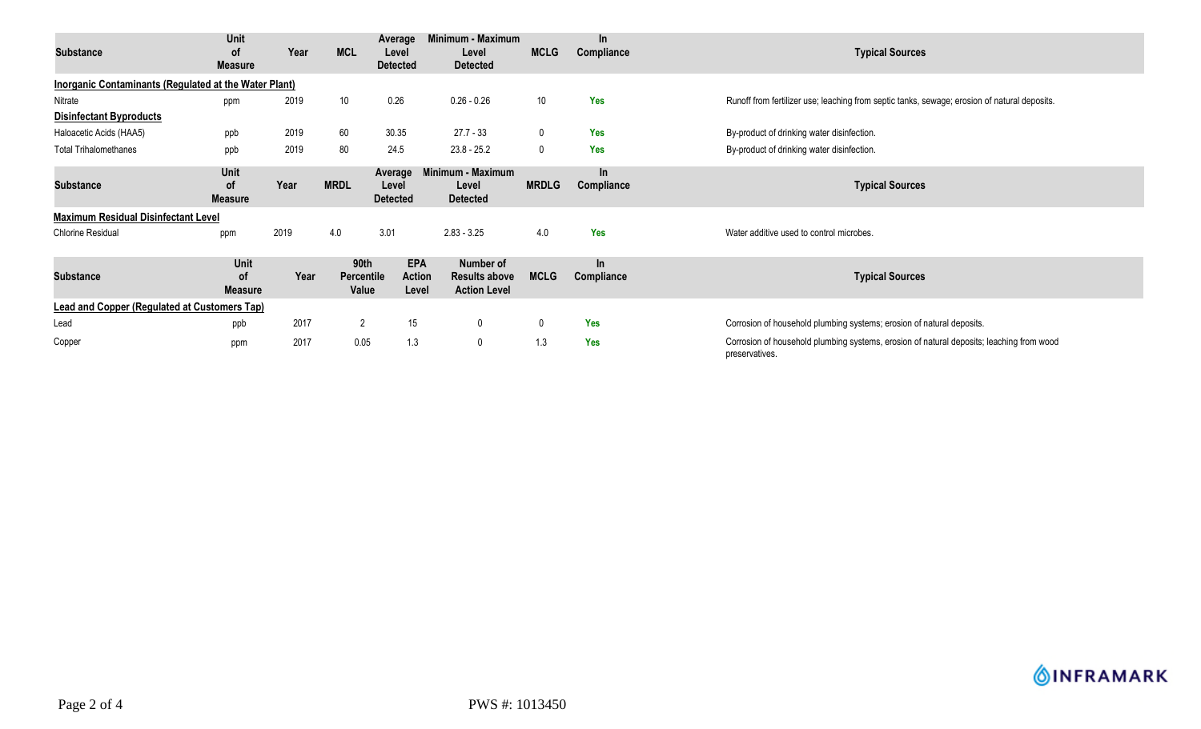| Substance | Unit of Measure | Year | MCL | Average Level Detected | Minimum - Maximum Level Detected | MCLG | In Compliance | Typical Sources |
|---|---|---|---|---|---|---|---|---|
| **Inorganic Contaminants (Regulated at the Water Plant)** | | | | | | | | |
| Nitrate | ppm | 2019 | 10 | 0.26 | 0.26 - 0.26 | 10 | Yes | Runoff from fertilizer use; leaching from septic tanks, sewage; erosion of natural deposits. |
| **Disinfectant Byproducts** | | | | | | | | |
| Haloacetic Acids (HAA5) | ppb | 2019 | 60 | 30.35 | 27.7 - 33 | 0 | Yes | By-product of drinking water disinfection. |
| Total Trihalomethanes | ppb | 2019 | 80 | 24.5 | 23.8 - 25.2 | 0 | Yes | By-product of drinking water disinfection. |

| Substance | Unit of Measure | Year | MRDL | Average Level Detected | Minimum - Maximum Level Detected | MRDLG | In Compliance | Typical Sources |
|---|---|---|---|---|---|---|---|---|
| **Maximum Residual Disinfectant Level** | | | | | | | | |
| Chlorine Residual | ppm | 2019 | 4.0 | 3.01 | 2.83 - 3.25 | 4.0 | Yes | Water additive used to control microbes. |

| Substance | Unit of Measure | Year | 90th Percentile Value | EPA Action Level | Number of Results above Action Level | MCLG | In Compliance | Typical Sources |
|---|---|---|---|---|---|---|---|---|
| **Lead and Copper (Regulated at Customers Tap)** | | | | | | | | |
| Lead | ppb | 2017 | 2 | 15 | 0 | 0 | Yes | Corrosion of household plumbing systems; erosion of natural deposits. |
| Copper | ppm | 2017 | 0.05 | 1.3 | 0 | 1.3 | Yes | Corrosion of household plumbing systems, erosion of natural deposits; leaching from wood preservatives. |

INFRAMARK

PWS #: 1013450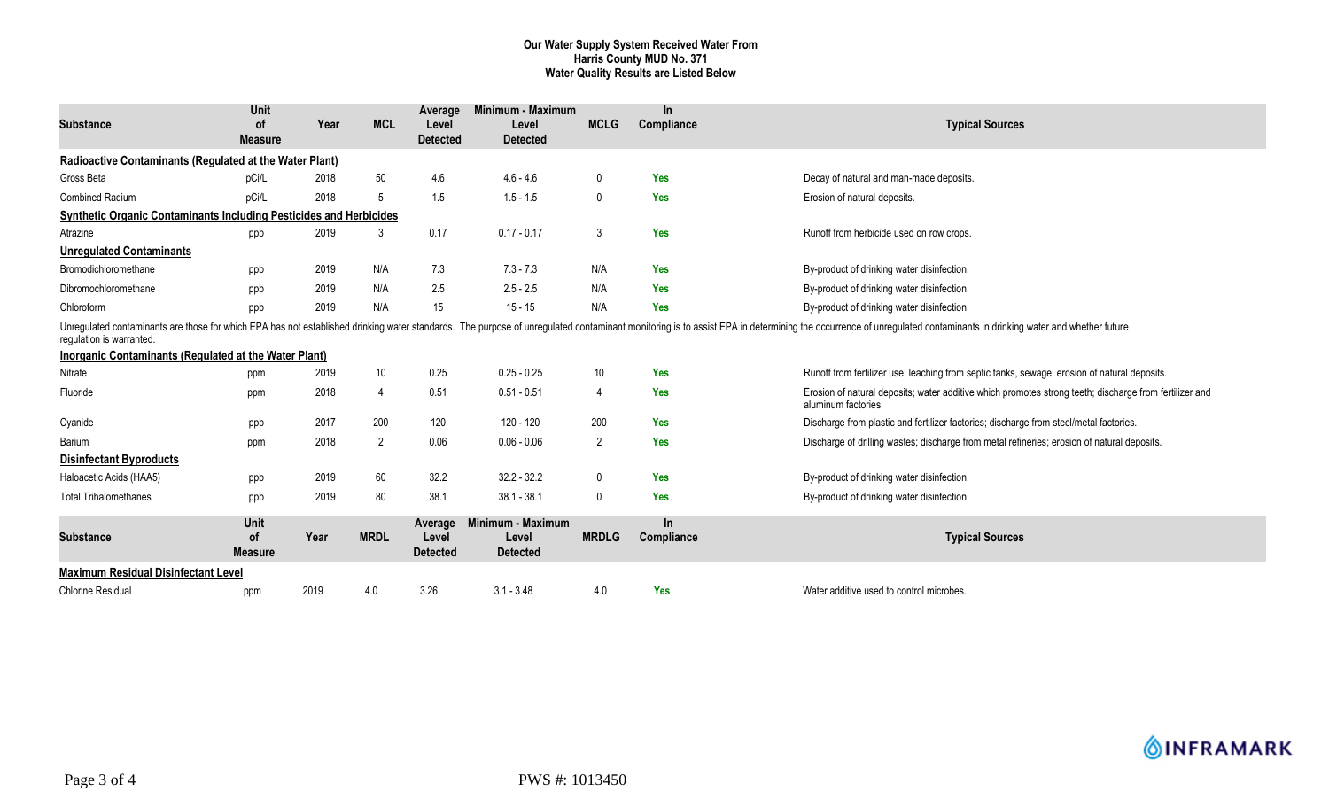**Our Water Supply System Received Water From**
**Harris County MUD No. 371**
**Water Quality Results are Listed Below**

| Substance | Unit of Measure | Year | MCL | Average Level Detected | Minimum - Maximum Level Detected | MCLG | In Compliance | Typical Sources |
|---|---|---|---|---|---|---|---|---|
| **Radioactive Contaminants (Regulated at the Water Plant)** | | | | | | | | |
| Gross Beta | pCi/L | 2018 | 50 | 4.6 | 4.6 - 4.6 | 0 | Yes | Decay of natural and man-made deposits. |
| Combined Radium | pCi/L | 2018 | 5 | 1.5 | 1.5 - 1.5 | 0 | Yes | Erosion of natural deposits. |
| **Synthetic Organic Contaminants Including Pesticides and Herbicides** | | | | | | | | |
| Atrazine | ppb | 2019 | 3 | 0.17 | 0.17 - 0.17 | 3 | Yes | Runoff from herbicide used on row crops. |
| **Unregulated Contaminants** | | | | | | | | |
| Bromodichloromethane | ppb | 2019 | N/A | 7.3 | 7.3 - 7.3 | N/A | Yes | By-product of drinking water disinfection. |
| Dibromochloromethane | ppb | 2019 | N/A | 2.5 | 2.5 - 2.5 | N/A | Yes | By-product of drinking water disinfection. |
| Chloroform | ppb | 2019 | N/A | 15 | 15 - 15 | N/A | Yes | By-product of drinking water disinfection. |

Unregulated contaminants are those for which EPA has not established drinking water standards. The purpose of unregulated contaminant monitoring is to assist EPA in determining the occurrence of unregulated contaminants in drinking water and whether future regulation is warranted.

| Substance | Unit of Measure | Year | MCL | Average Level Detected | Minimum - Maximum Level Detected | MCLG | In Compliance | Typical Sources |
|---|---|---|---|---|---|---|---|---|
| **Inorganic Contaminants (Regulated at the Water Plant)** | | | | | | | | |
| Nitrate | ppm | 2019 | 10 | 0.25 | 0.25 - 0.25 | 10 | Yes | Runoff from fertilizer use; leaching from septic tanks, sewage; erosion of natural deposits. |
| Fluoride | ppm | 2018 | 4 | 0.51 | 0.51 - 0.51 | 4 | Yes | Erosion of natural deposits; water additive which promotes strong teeth; discharge from fertilizer and aluminum factories. |
| Cyanide | ppb | 2017 | 200 | 120 | 120 - 120 | 200 | Yes | Discharge from plastic and fertilizer factories; discharge from steel/metal factories. |
| Barium | ppm | 2018 | 2 | 0.06 | 0.06 - 0.06 | 2 | Yes | Discharge of drilling wastes; discharge from metal refineries; erosion of natural deposits. |
| **Disinfectant Byproducts** | | | | | | | | |
| Haloacetic Acids (HAA5) | ppb | 2019 | 60 | 32.2 | 32.2 - 32.2 | 0 | Yes | By-product of drinking water disinfection. |
| Total Trihalomethanes | ppb | 2019 | 80 | 38.1 | 38.1 - 38.1 | 0 | Yes | By-product of drinking water disinfection. |

| Substance | Unit of Measure | Year | MRDL | Average Level Detected | Minimum - Maximum Level Detected | MRDLG | In Compliance | Typical Sources |
|---|---|---|---|---|---|---|---|---|
| **Maximum Residual Disinfectant Level** | | | | | | | | |
| Chlorine Residual | ppm | 2019 | 4.0 | 3.26 | 3.1 - 3.48 | 4.0 | Yes | Water additive used to control microbes. |

INFRAMARK

PWS #: 1013450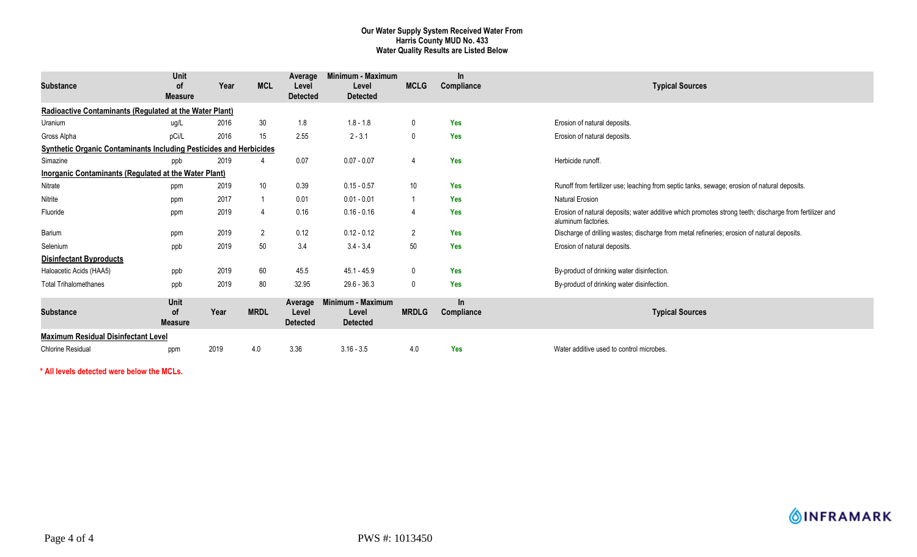**Our Water Supply System Received Water From**
**Harris County MUD No. 433**
**Water Quality Results are Listed Below**

| Substance | Unit of Measure | Year | MCL | Average Level Detected | Minimum - Maximum Level Detected | MCLG | In Compliance | Typical Sources |
|---|---|---|---|---|---|---|---|---|
| **Radioactive Contaminants (Regulated at the Water Plant)** | | | | | | | | |
| Uranium | ug/L | 2016 | 30 | 1.8 | 1.8 - 1.8 | 0 | Yes | Erosion of natural deposits. |
| Gross Alpha | pCi/L | 2016 | 15 | 2.55 | 2 - 3.1 | 0 | Yes | Erosion of natural deposits. |
| **Synthetic Organic Contaminants Including Pesticides and Herbicides** | | | | | | | | |
| Simazine | ppb | 2019 | 4 | 0.07 | 0.07 - 0.07 | 4 | Yes | Herbicide runoff. |
| **Inorganic Contaminants (Regulated at the Water Plant)** | | | | | | | | |
| Nitrate | ppm | 2019 | 10 | 0.39 | 0.15 - 0.57 | 10 | Yes | Runoff from fertilizer use; leaching from septic tanks, sewage; erosion of natural deposits. |
| Nitrite | ppm | 2017 | 1 | 0.01 | 0.01 - 0.01 | 1 | Yes | Natural Erosion |
| Fluoride | ppm | 2019 | 4 | 0.16 | 0.16 - 0.16 | 4 | Yes | Erosion of natural deposits; water additive which promotes strong teeth; discharge from fertilizer and aluminum factories. |
| Barium | ppm | 2019 | 2 | 0.12 | 0.12 - 0.12 | 2 | Yes | Discharge of drilling wastes; discharge from metal refineries; erosion of natural deposits. |
| Selenium | ppb | 2019 | 50 | 3.4 | 3.4 - 3.4 | 50 | Yes | Erosion of natural deposits. |
| **Disinfectant Byproducts** | | | | | | | | |
| Haloacetic Acids (HAA5) | ppb | 2019 | 60 | 45.5 | 45.1 - 45.9 | 0 | Yes | By-product of drinking water disinfection. |
| Total Trihalomethanes | ppb | 2019 | 80 | 32.95 | 29.6 - 36.3 | 0 | Yes | By-product of drinking water disinfection. |

| Substance | Unit of Measure | Year | MRDL | Average Level Detected | Minimum - Maximum Level Detected | MRDLG | In Compliance | Typical Sources |
|---|---|---|---|---|---|---|---|---|
| **Maximum Residual Disinfectant Level** | | | | | | | | |
| Chlorine Residual | ppm | 2019 | 4.0 | 3.36 | 3.16 - 3.5 | 4.0 | Yes | Water additive used to control microbes. |

**\* All levels detected were below the MCLs.**

INFRAMARK

PWS #: 1013450